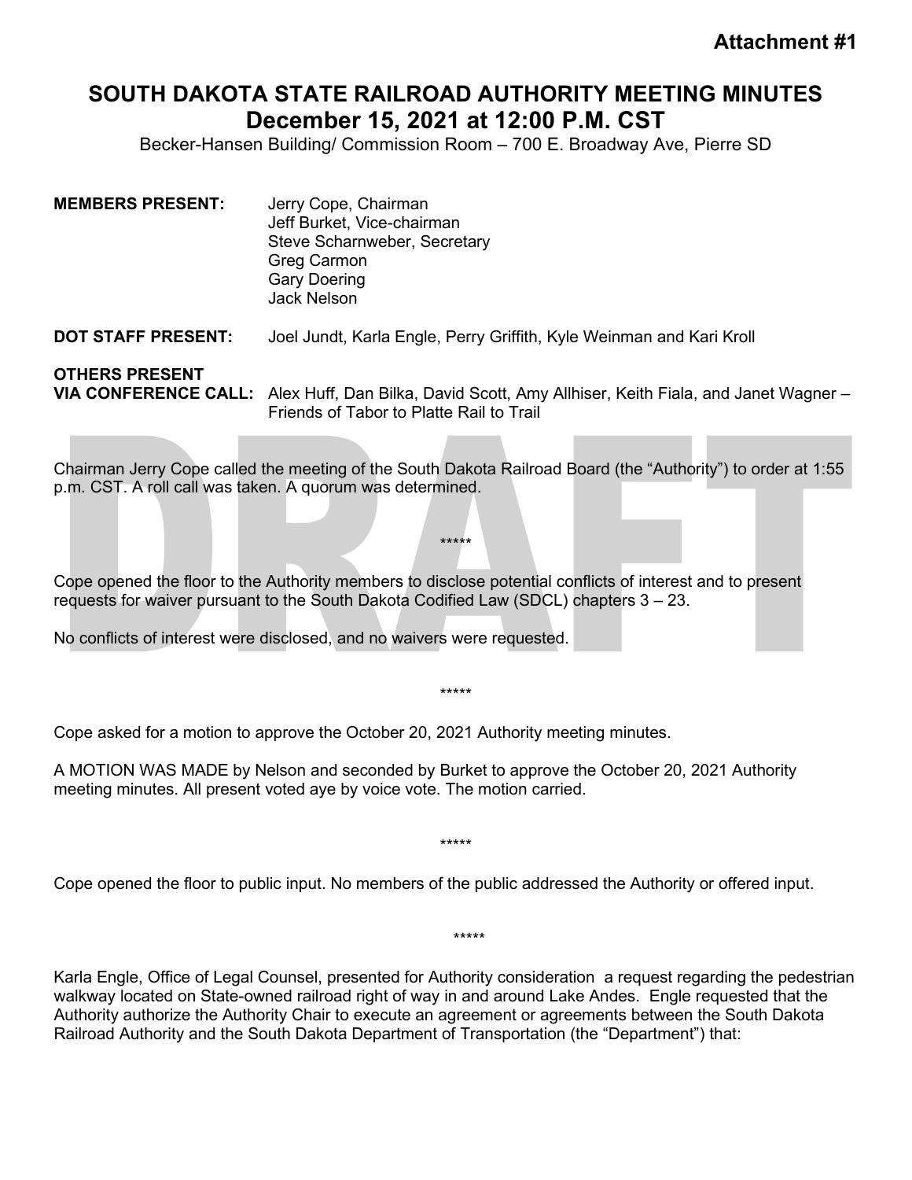**Attachment #1**

# SOUTH DAKOTA STATE RAILROAD AUTHORITY MEETING MINUTES
## December 15, 2021 at 12:00 P.M. CST

Becker-Hansen Building/ Commission Room – 700 E. Broadway Ave, Pierre SD

**MEMBERS PRESENT:** Jerry Cope, Chairman
Jeff Burket, Vice-chairman
Steve Scharnweber, Secretary
Greg Carmon
Gary Doering
Jack Nelson

**DOT STAFF PRESENT:** Joel Jundt, Karla Engle, Perry Griffith, Kyle Weinman and Kari Kroll

**OTHERS PRESENT VIA CONFERENCE CALL:** Alex Huff, Dan Bilka, David Scott, Amy Allhiser, Keith Fiala, and Janet Wagner – Friends of Tabor to Platte Rail to Trail

Chairman Jerry Cope called the meeting of the South Dakota Railroad Board (the "Authority") to order at 1:55 p.m. CST. A roll call was taken. A quorum was determined.

*****

Cope opened the floor to the Authority members to disclose potential conflicts of interest and to present requests for waiver pursuant to the South Dakota Codified Law (SDCL) chapters 3 – 23.

No conflicts of interest were disclosed, and no waivers were requested.

*****

Cope asked for a motion to approve the October 20, 2021 Authority meeting minutes.

A MOTION WAS MADE by Nelson and seconded by Burket to approve the October 20, 2021 Authority meeting minutes. All present voted aye by voice vote. The motion carried.

*****

Cope opened the floor to public input. No members of the public addressed the Authority or offered input.

*****

Karla Engle, Office of Legal Counsel, presented for Authority consideration a request regarding the pedestrian walkway located on State-owned railroad right of way in and around Lake Andes. Engle requested that the Authority authorize the Authority Chair to execute an agreement or agreements between the South Dakota Railroad Authority and the South Dakota Department of Transportation (the "Department") that: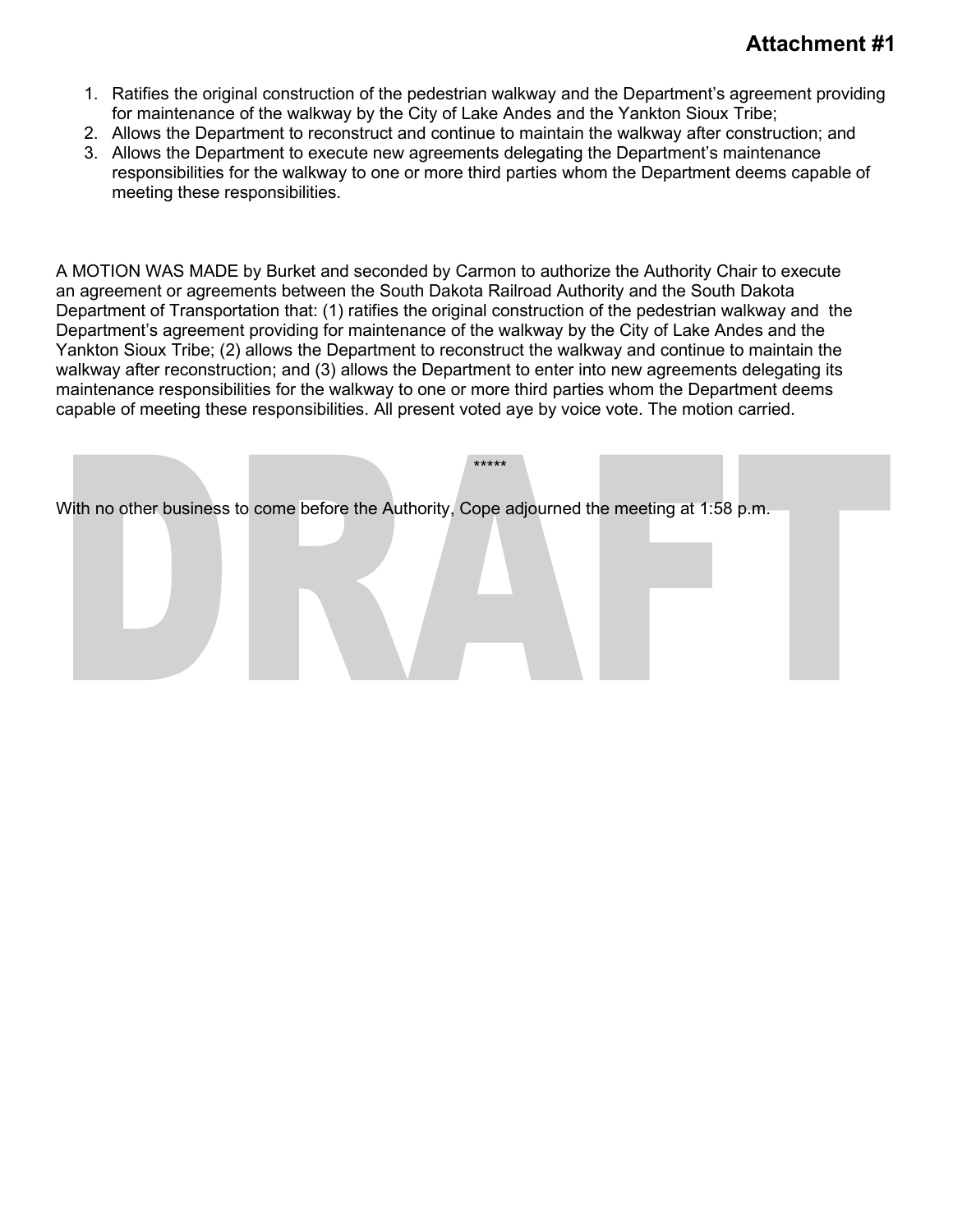**Attachment #1**

1. Ratifies the original construction of the pedestrian walkway and the Department's agreement providing for maintenance of the walkway by the City of Lake Andes and the Yankton Sioux Tribe;
2. Allows the Department to reconstruct and continue to maintain the walkway after construction; and
3. Allows the Department to execute new agreements delegating the Department's maintenance responsibilities for the walkway to one or more third parties whom the Department deems capable of meeting these responsibilities.

A MOTION WAS MADE by Burket and seconded by Carmon to authorize the Authority Chair to execute an agreement or agreements between the South Dakota Railroad Authority and the South Dakota Department of Transportation that: (1) ratifies the original construction of the pedestrian walkway and the Department's agreement providing for maintenance of the walkway by the City of Lake Andes and the Yankton Sioux Tribe; (2) allows the Department to reconstruct the walkway and continue to maintain the walkway after reconstruction; and (3) allows the Department to enter into new agreements delegating its maintenance responsibilities for the walkway to one or more third parties whom the Department deems capable of meeting these responsibilities. All present voted aye by voice vote. The motion carried.

*****

With no other business to come before the Authority, Cope adjourned the meeting at 1:58 p.m.